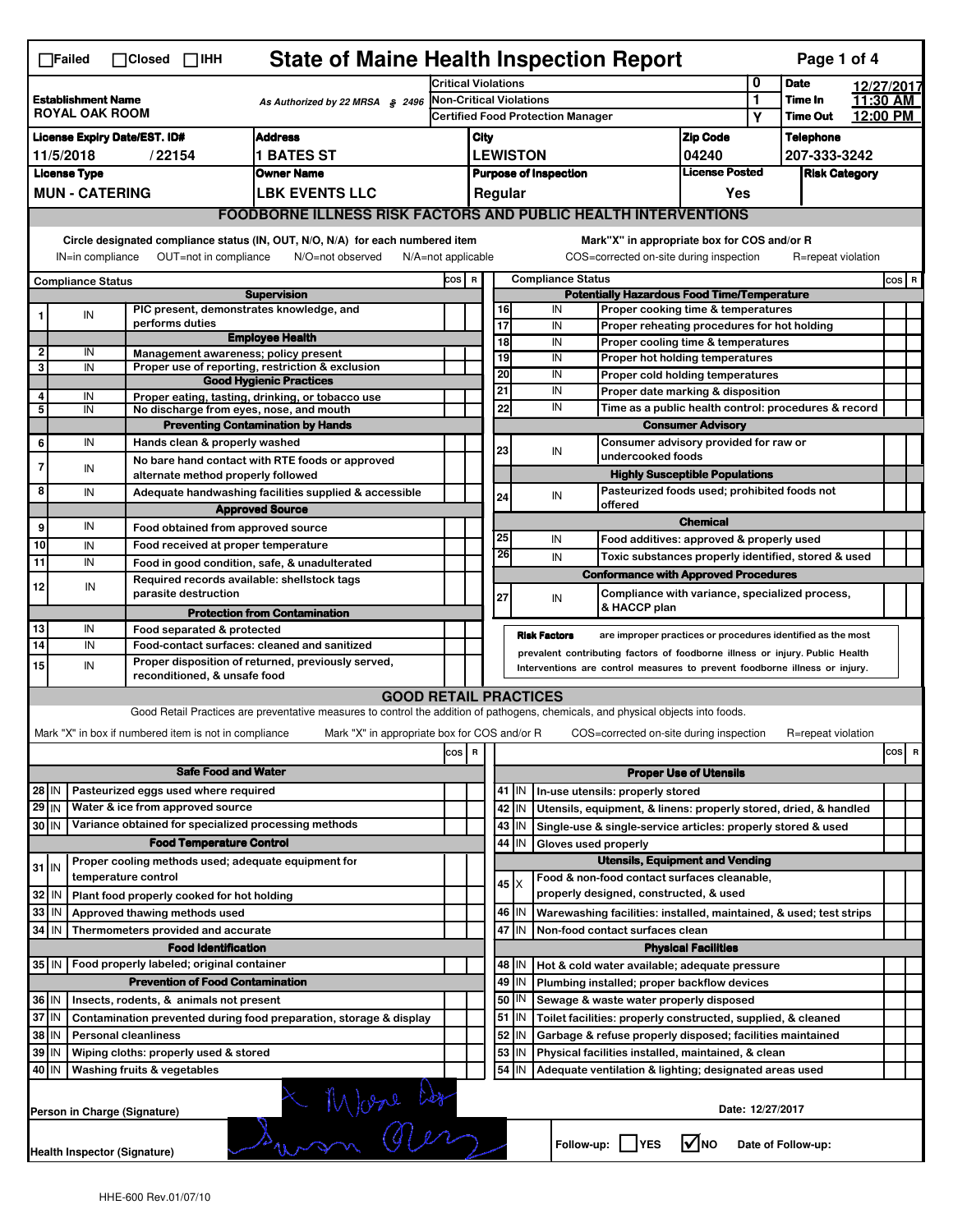☐Failed ☐Closed ☐IHH

# State of Maine Health Inspection Report

| | | | |
|---|---|---|---|
| **Establishment Name** ROYAL OAK ROOM | As Authorized by 22 MRSA § 2496 | Critical Violations | 0 |
| | | Non-Critical Violations | 1 |
| | | Certified Food Protection Manager | Y |

**Date** 12/27/2017 **Time In** 11:30 AM **Time Out** 12:00 PM

| License Expiry Date/EST. ID# | Address | City | Zip Code | Telephone |
|---|---|---|---|---|
| 11/5/2018 / 22154 | 1 BATES ST | LEWISTON | 04240 | 207-333-3242 |
| **License Type** | **Owner Name** | **Purpose of Inspection** | **License Posted** | **Risk Category** |
| MUN - CATERING | LBK EVENTS LLC | Regular | Yes | |

## FOODBORNE ILLNESS RISK FACTORS AND PUBLIC HEALTH INTERVENTIONS

Circle designated compliance status (IN, OUT, N/O, N/A) for each numbered item
IN=in compliance OUT=not in compliance N/O=not observed N/A=not applicable

Mark"X" in appropriate box for COS and/or R
COS=corrected on-site during inspection R=repeat violation

| # | Compliance Status | Item | COS | R |
|---|---|---|---|---|
| | | **Supervision** | | |
| 1 | IN | PIC present, demonstrates knowledge, and performs duties | | |
| | | **Employee Health** | | |
| 2 | IN | Management awareness; policy present | | |
| 3 | IN | Proper use of reporting, restriction & exclusion | | |
| | | **Good Hygienic Practices** | | |
| 4 | IN | Proper eating, tasting, drinking, or tobacco use | | |
| 5 | IN | No discharge from eyes, nose, and mouth | | |
| | | **Preventing Contamination by Hands** | | |
| 6 | IN | Hands clean & properly washed | | |
| 7 | IN | No bare hand contact with RTE foods or approved alternate method properly followed | | |
| 8 | IN | Adequate handwashing facilities supplied & accessible | | |
| | | **Approved Source** | | |
| 9 | IN | Food obtained from approved source | | |
| 10 | IN | Food received at proper temperature | | |
| 11 | IN | Food in good condition, safe, & unadulterated | | |
| 12 | IN | Required records available: shellstock tags parasite destruction | | |
| | | **Protection from Contamination** | | |
| 13 | IN | Food separated & protected | | |
| 14 | IN | Food-contact surfaces: cleaned and sanitized | | |
| 15 | IN | Proper disposition of returned, previously served, reconditioned, & unsafe food | | |
| | | **Potentially Hazardous Food Time/Temperature** | | |
| 16 | IN | Proper cooking time & temperatures | | |
| 17 | IN | Proper reheating procedures for hot holding | | |
| 18 | IN | Proper cooling time & temperatures | | |
| 19 | IN | Proper hot holding temperatures | | |
| 20 | IN | Proper cold holding temperatures | | |
| 21 | IN | Proper date marking & disposition | | |
| 22 | IN | Time as a public health control: procedures & record | | |
| | | **Consumer Advisory** | | |
| 23 | IN | Consumer advisory provided for raw or undercooked foods | | |
| | | **Highly Susceptible Populations** | | |
| 24 | IN | Pasteurized foods used; prohibited foods not offered | | |
| | | **Chemical** | | |
| 25 | IN | Food additives: approved & properly used | | |
| 26 | IN | Toxic substances properly identified, stored & used | | |
| | | **Conformance with Approved Procedures** | | |
| 27 | IN | Compliance with variance, specialized process, & HACCP plan | | |

**Risk Factors** are improper practices or procedures identified as the most prevalent contributing factors of foodborne illness or injury. Public Health Interventions are control measures to prevent foodborne illness or injury.

## GOOD RETAIL PRACTICES

Good Retail Practices are preventative measures to control the addition of pathogens, chemicals, and physical objects into foods.

Mark "X" in box if numbered item is not in compliance Mark "X" in appropriate box for COS and/or R COS=corrected on-site during inspection R=repeat violation

| # | Status | Item | COS | R |
|---|---|---|---|---|
| | | **Safe Food and Water** | | |
| 28 | IN | Pasteurized eggs used where required | | |
| 29 | IN | Water & ice from approved source | | |
| 30 | IN | Variance obtained for specialized processing methods | | |
| | | **Food Temperature Control** | | |
| 31 | IN | Proper cooling methods used; adequate equipment for temperature control | | |
| 32 | IN | Plant food properly cooked for hot holding | | |
| 33 | IN | Approved thawing methods used | | |
| 34 | IN | Thermometers provided and accurate | | |
| | | **Food Identification** | | |
| 35 | IN | Food properly labeled; original container | | |
| | | **Prevention of Food Contamination** | | |
| 36 | IN | Insects, rodents, & animals not present | | |
| 37 | IN | Contamination prevented during food preparation, storage & display | | |
| 38 | IN | Personal cleanliness | | |
| 39 | IN | Wiping cloths: properly used & stored | | |
| 40 | IN | Washing fruits & vegetables | | |
| | | **Proper Use of Utensils** | | |
| 41 | IN | In-use utensils: properly stored | | |
| 42 | IN | Utensils, equipment, & linens: properly stored, dried, & handled | | |
| 43 | IN | Single-use & single-service articles: properly stored & used | | |
| 44 | IN | Gloves used properly | | |
| | | **Utensils, Equipment and Vending** | | |
| 45 | X | Food & non-food contact surfaces cleanable, properly designed, constructed, & used | | |
| 46 | IN | Warewashing facilities: installed, maintained, & used; test strips | | |
| 47 | IN | Non-food contact surfaces clean | | |
| | | **Physical Facilities** | | |
| 48 | IN | Hot & cold water available; adequate pressure | | |
| 49 | IN | Plumbing installed; proper backflow devices | | |
| 50 | IN | Sewage & waste water properly disposed | | |
| 51 | IN | Toilet facilities: properly constructed, supplied, & cleaned | | |
| 52 | IN | Garbage & refuse properly disposed; facilities maintained | | |
| 53 | IN | Physical facilities installed, maintained, & clean | | |
| 54 | IN | Adequate ventilation & lighting; designated areas used | | |

Person in Charge (Signature): [signature]

Date: 12/27/2017

Health Inspector (Signature): [signature]

Follow-up: ☐YES ☑NO Date of Follow-up:

HHE-600 Rev.01/07/10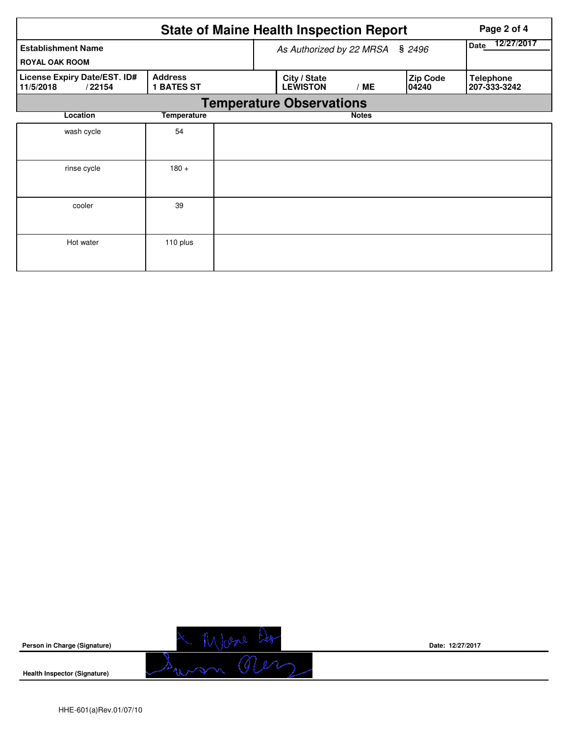# State of Maine Health Inspection Report

| Establishment Name | As Authorized by 22 MRSA § 2496 | | | Date 12/27/2017 |
|---|---|---|---|---|
| ROYAL OAK ROOM | | | | |
| License Expiry Date/EST. ID# 11/5/2018 / 22154 | Address 1 BATES ST | City / State LEWISTON / ME | Zip Code 04240 | Telephone 207-333-3242 |

## Temperature Observations

| Location | Temperature | Notes |
|---|---|---|
| wash cycle | 54 | |
| rinse cycle | 180 + | |
| cooler | 39 | |
| Hot water | 110 plus | |

**Person in Charge (Signature)** [signature] **Date:** 12/27/2017

**Health Inspector (Signature)** [signature]

HHE-601(a)Rev.01/07/10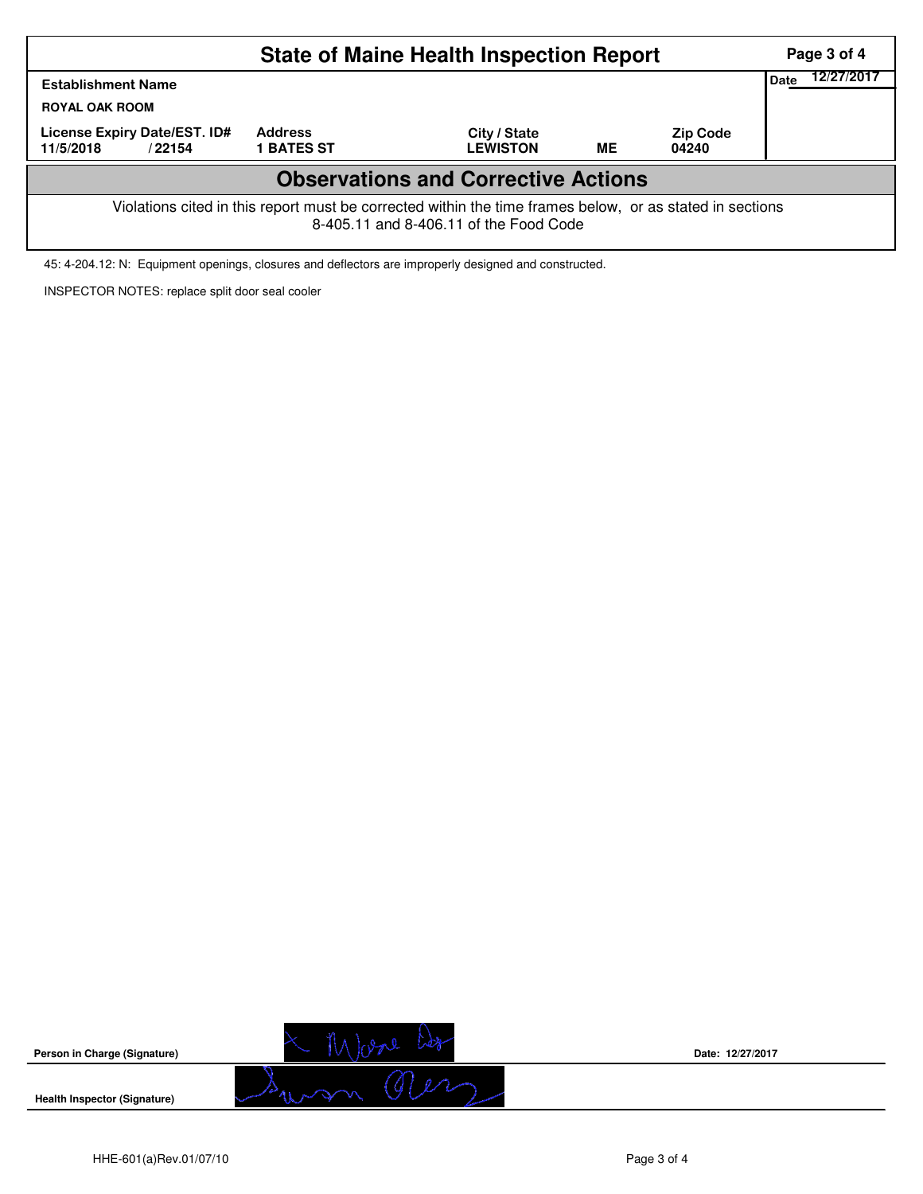# State of Maine Health Inspection Report

| Establishment Name | | | | | Date 12/27/2017 |
|---|---|---|---|---|---|
| ROYAL OAK ROOM | | | | | |
| License Expiry Date/EST. ID# | | Address | City / State | | Zip Code |
| 11/5/2018 | / 22154 | 1 BATES ST | LEWISTON | ME | 04240 |

## Observations and Corrective Actions

Violations cited in this report must be corrected within the time frames below, or as stated in sections 8-405.11 and 8-406.11 of the Food Code

45: 4-204.12: N: Equipment openings, closures and deflectors are improperly designed and constructed.

INSPECTOR NOTES: replace split door seal cooler

Person in Charge (Signature)

Date: 12/27/2017

Health Inspector (Signature)

HHE-601(a)Rev.01/07/10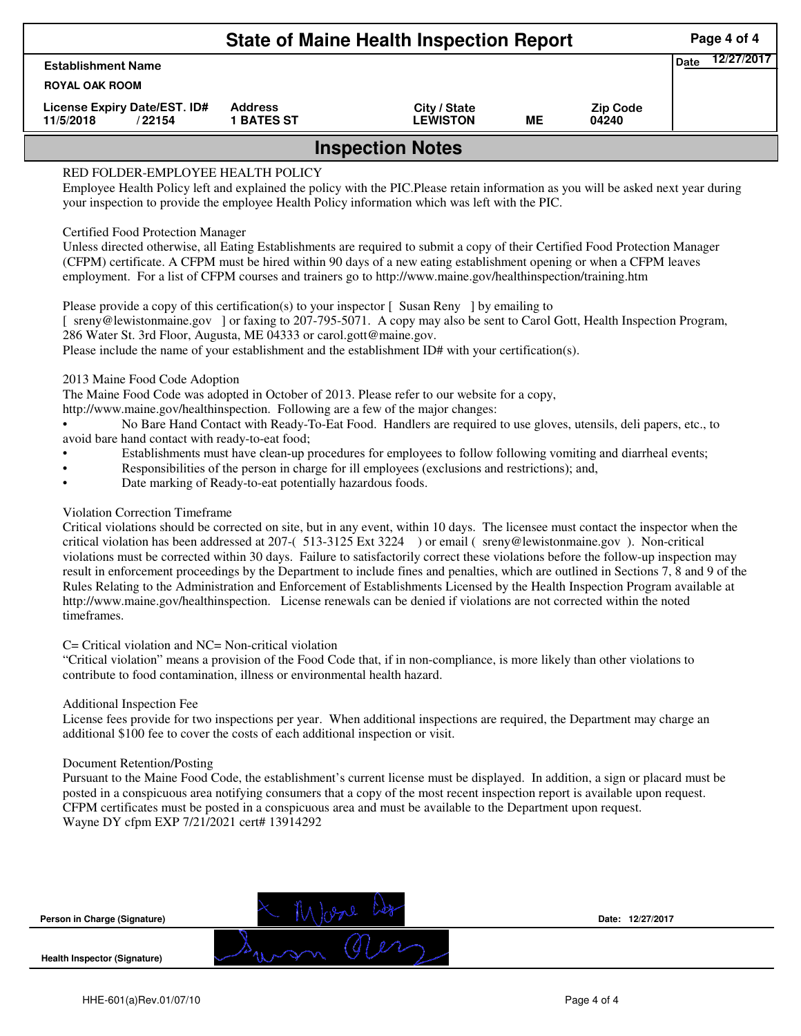# State of Maine Health Inspection Report

| Establishment Name | | | | | Date 12/27/2017 |
|---|---|---|---|---|---|
| ROYAL OAK ROOM | | | | | |
| License Expiry Date/EST. ID# | Address | City / State | | Zip Code | |
| 11/5/2018 / 22154 | 1 BATES ST | LEWISTON | ME | 04240 | |

## Inspection Notes

RED FOLDER-EMPLOYEE HEALTH POLICY
Employee Health Policy left and explained the policy with the PIC.Please retain information as you will be asked next year during your inspection to provide the employee Health Policy information which was left with the PIC.

Certified Food Protection Manager
Unless directed otherwise, all Eating Establishments are required to submit a copy of their Certified Food Protection Manager (CFPM) certificate. A CFPM must be hired within 90 days of a new eating establishment opening or when a CFPM leaves employment. For a list of CFPM courses and trainers go to http://www.maine.gov/healthinspection/training.htm

Please provide a copy of this certification(s) to your inspector [ Susan Reny ] by emailing to
[ sreny@lewistonmaine.gov ] or faxing to 207-795-5071. A copy may also be sent to Carol Gott, Health Inspection Program, 286 Water St. 3rd Floor, Augusta, ME 04333 or carol.gott@maine.gov.
Please include the name of your establishment and the establishment ID# with your certification(s).

2013 Maine Food Code Adoption
The Maine Food Code was adopted in October of 2013. Please refer to our website for a copy,
http://www.maine.gov/healthinspection. Following are a few of the major changes:

- No Bare Hand Contact with Ready-To-Eat Food. Handlers are required to use gloves, utensils, deli papers, etc., to avoid bare hand contact with ready-to-eat food;
- Establishments must have clean-up procedures for employees to follow following vomiting and diarrheal events;
- Responsibilities of the person in charge for ill employees (exclusions and restrictions); and,
- Date marking of Ready-to-eat potentially hazardous foods.

Violation Correction Timeframe
Critical violations should be corrected on site, but in any event, within 10 days. The licensee must contact the inspector when the critical violation has been addressed at 207-( 513-3125 Ext 3224 ) or email ( sreny@lewistonmaine.gov ). Non-critical violations must be corrected within 30 days. Failure to satisfactorily correct these violations before the follow-up inspection may result in enforcement proceedings by the Department to include fines and penalties, which are outlined in Sections 7, 8 and 9 of the Rules Relating to the Administration and Enforcement of Establishments Licensed by the Health Inspection Program available at http://www.maine.gov/healthinspection. License renewals can be denied if violations are not corrected within the noted timeframes.

C= Critical violation and NC= Non-critical violation
"Critical violation" means a provision of the Food Code that, if in non-compliance, is more likely than other violations to contribute to food contamination, illness or environmental health hazard.

Additional Inspection Fee
License fees provide for two inspections per year. When additional inspections are required, the Department may charge an additional $100 fee to cover the costs of each additional inspection or visit.

Document Retention/Posting
Pursuant to the Maine Food Code, the establishment's current license must be displayed. In addition, a sign or placard must be posted in a conspicuous area notifying consumers that a copy of the most recent inspection report is available upon request. CFPM certificates must be posted in a conspicuous area and must be available to the Department upon request.
Wayne DY cfpm EXP 7/21/2021 cert# 13914292

Person in Charge (Signature) Date: 12/27/2017

Health Inspector (Signature)

HHE-601(a)Rev.01/07/10